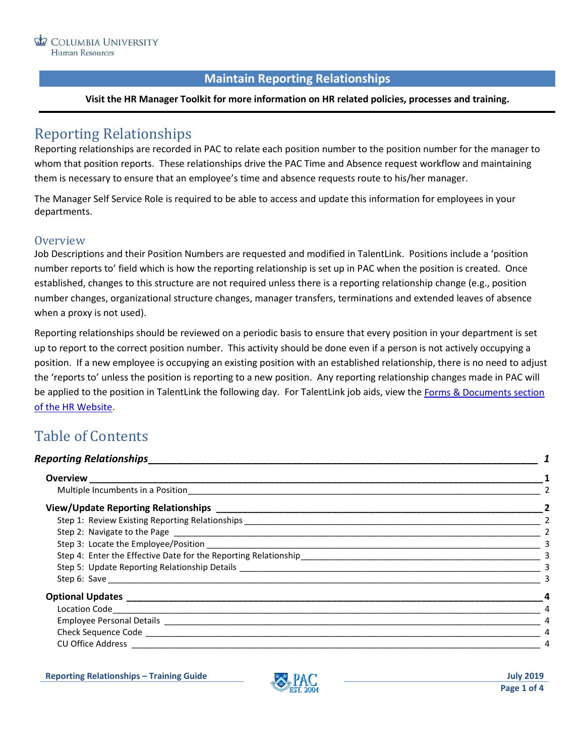Columbia University Human Resources

# Maintain Reporting Relationships

**Visit the HR Manager Toolkit for more information on HR related policies, processes and training.**

## Reporting Relationships

Reporting relationships are recorded in PAC to relate each position number to the position number for the manager to whom that position reports. These relationships drive the PAC Time and Absence request workflow and maintaining them is necessary to ensure that an employee's time and absence requests route to his/her manager.

The Manager Self Service Role is required to be able to access and update this information for employees in your departments.

### Overview

Job Descriptions and their Position Numbers are requested and modified in TalentLink. Positions include a 'position number reports to' field which is how the reporting relationship is set up in PAC when the position is created. Once established, changes to this structure are not required unless there is a reporting relationship change (e.g., position number changes, organizational structure changes, manager transfers, terminations and extended leaves of absence when a proxy is not used).

Reporting relationships should be reviewed on a periodic basis to ensure that every position in your department is set up to report to the correct position number. This activity should be done even if a person is not actively occupying a position. If a new employee is occupying an existing position with an established relationship, there is no need to adjust the 'reports to' unless the position is reporting to a new position. Any reporting relationship changes made in PAC will be applied to the position in TalentLink the following day. For TalentLink job aids, view the [Forms & Documents section of the HR Website](#).

## Table of Contents

*Reporting Relationships* — 1

- **Overview** — 1
  - Multiple Incumbents in a Position — 2
- **View/Update Reporting Relationships** — 2
  - Step 1: Review Existing Reporting Relationships — 2
  - Step 2: Navigate to the Page — 2
  - Step 3: Locate the Employee/Position — 3
  - Step 4: Enter the Effective Date for the Reporting Relationship — 3
  - Step 5: Update Reporting Relationship Details — 3
  - Step 6: Save — 3
- **Optional Updates** — 4
  - Location Code — 4
  - Employee Personal Details — 4
  - Check Sequence Code — 4
  - CU Office Address — 4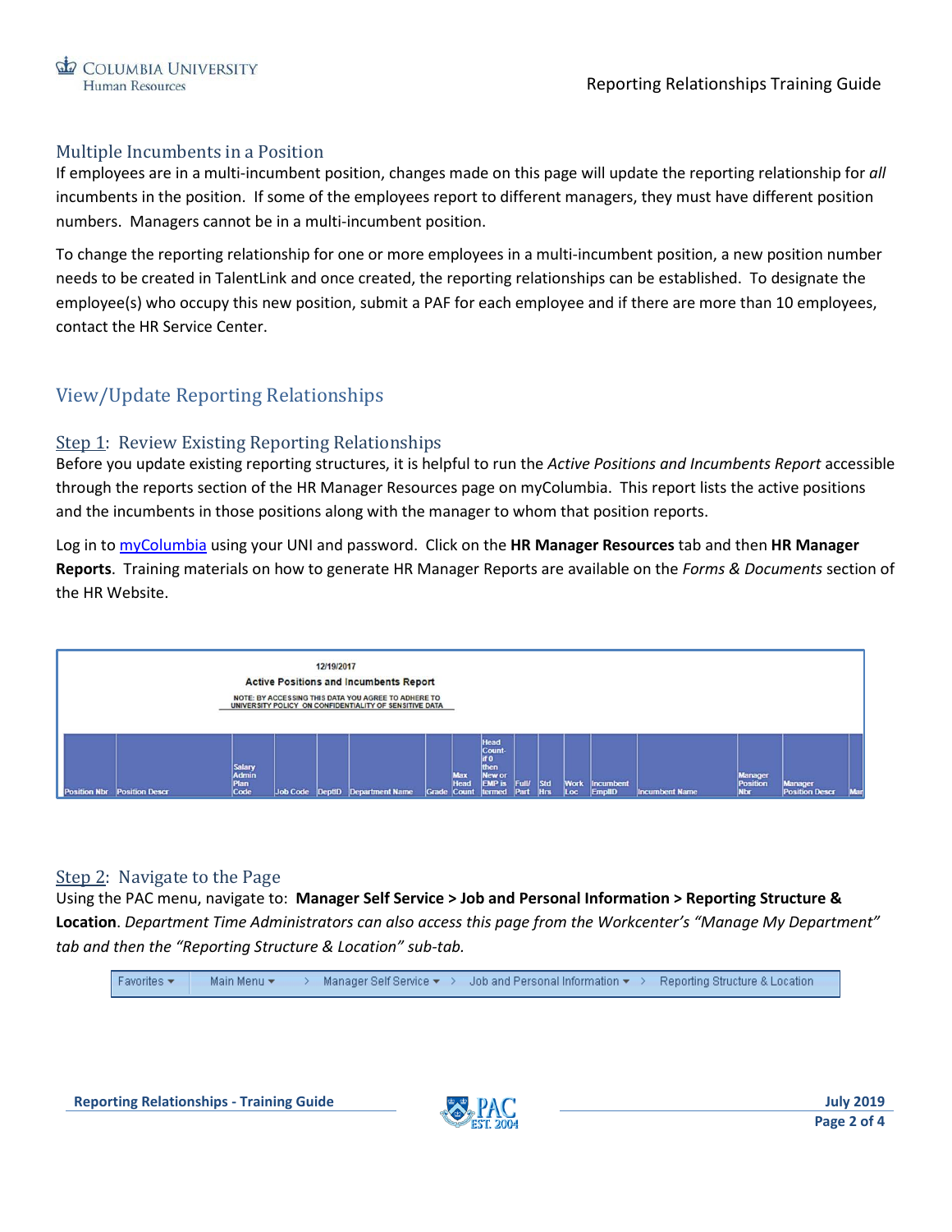## Multiple Incumbents in a Position

If employees are in a multi-incumbent position, changes made on this page will update the reporting relationship for *all* incumbents in the position. If some of the employees report to different managers, they must have different position numbers. Managers cannot be in a multi-incumbent position.

To change the reporting relationship for one or more employees in a multi-incumbent position, a new position number needs to be created in TalentLink and once created, the reporting relationships can be established. To designate the employee(s) who occupy this new position, submit a PAF for each employee and if there are more than 10 employees, contact the HR Service Center.

# View/Update Reporting Relationships

### Step 1: Review Existing Reporting Relationships

Before you update existing reporting structures, it is helpful to run the *Active Positions and Incumbents Report* accessible through the reports section of the HR Manager Resources page on myColumbia. This report lists the active positions and the incumbents in those positions along with the manager to whom that position reports.

Log in to myColumbia using your UNI and password. Click on the **HR Manager Resources** tab and then **HR Manager Reports**. Training materials on how to generate HR Manager Reports are available on the *Forms & Documents* section of the HR Website.

12/19/2017

**Active Positions and Incumbents Report**

NOTE: BY ACCESSING THIS DATA YOU AGREE TO ADHERE TO UNIVERSITY POLICY ON CONFIDENTIALITY OF SENSITIVE DATA

| Position Nbr | Position Descr | Salary Admin Plan Code | Job Code | DeptID | Department Name | Grade | Max Head Count | Head Count-if 0 then New or EMP is termed | Full/ Part | Std Hrs | Work Loc | Incumbent EmplID | Incumbent Name | Manager Position Nbr | Manager Position Descr | Mar |
|---|---|---|---|---|---|---|---|---|---|---|---|---|---|---|---|---|

### Step 2: Navigate to the Page

Using the PAC menu, navigate to: **Manager Self Service > Job and Personal Information > Reporting Structure & Location**. *Department Time Administrators can also access this page from the Workcenter's "Manage My Department" tab and then the "Reporting Structure & Location" sub-tab.*

Favorites ▾ | Main Menu ▾ > Manager Self Service ▾ > Job and Personal Information ▾ > Reporting Structure & Location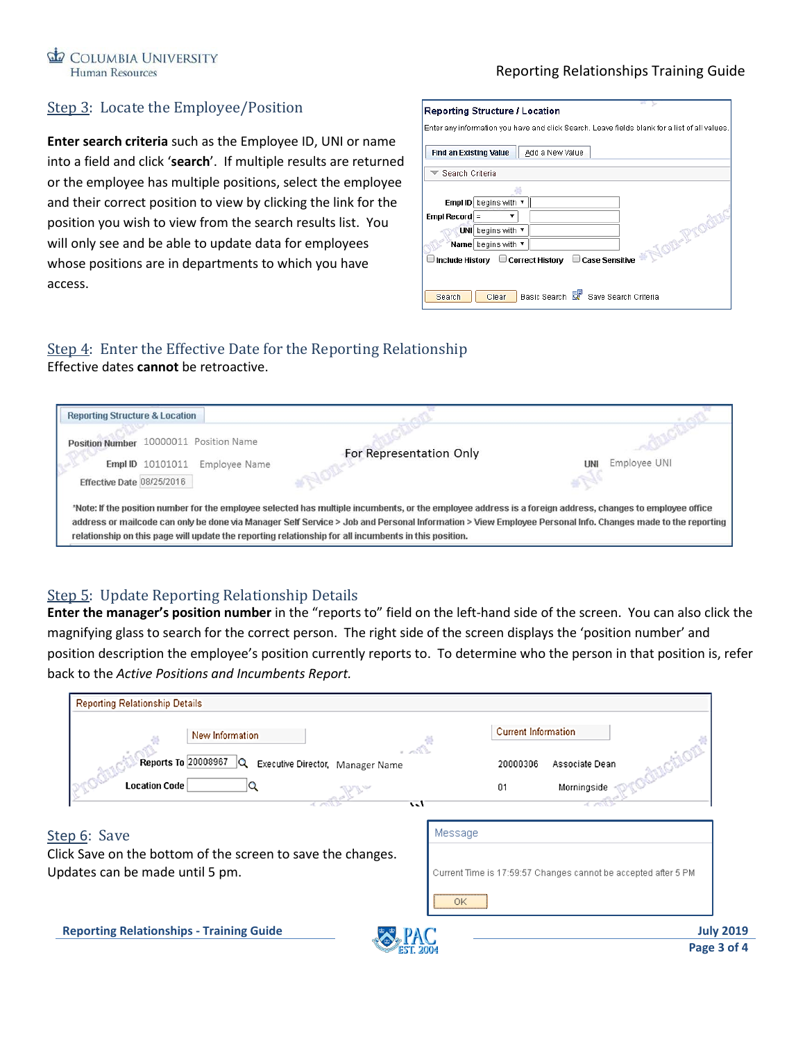## Step 3: Locate the Employee/Position

**Enter search criteria** such as the Employee ID, UNI or name into a field and click '**search**'. If multiple results are returned or the employee has multiple positions, select the employee and their correct position to view by clicking the link for the position you wish to view from the search results list. You will only see and be able to update data for employees whose positions are in departments to which you have access.

**Reporting Structure / Location**

Enter any information you have and click Search. Leave fields blank for a list of all values.

Find an Existing Value | Add a New Value

Search Criteria

| Field | Operator | Value |
| --- | --- | --- |
| Empl ID | begins with | |
| Empl Record | = | |
| UNI | begins with | |
| Name | begins with | |

☐ Include History ☐ Correct History ☐ Case Sensitive

Search | Clear | Basic Search | Save Search Criteria

## Step 4: Enter the Effective Date for the Reporting Relationship

Effective dates **cannot** be retroactive.

**Reporting Structure & Location**

Position Number 10000011 Position Name

Empl ID 10101011 Employee Name

For Representation Only

UNI Employee UNI

Effective Date 08/25/2016

*Note: If the position number for the employee selected has multiple incumbents, or the employee address is a foreign address, changes to employee office address or mailcode can only be done via Manager Self Service > Job and Personal Information > View Employee Personal Info. Changes made to the reporting relationship on this page will update the reporting relationship for all incumbents in this position.

## Step 5: Update Reporting Relationship Details

**Enter the manager's position number** in the "reports to" field on the left-hand side of the screen. You can also click the magnifying glass to search for the correct person. The right side of the screen displays the 'position number' and position description the employee's position currently reports to. To determine who the person in that position is, refer back to the *Active Positions and Incumbents Report.*

**Reporting Relationship Details**

| | New Information | | Current Information | |
| --- | --- | --- | --- | --- |
| Reports To | 20008967 | Executive Director, Manager Name | 20000306 | Associate Dean |
| Location Code | | | 01 | Morningside |

## Step 6: Save

Click Save on the bottom of the screen to save the changes. Updates can be made until 5 pm.

**Message**

Current Time is 17:59:57 Changes cannot be accepted after 5 PM

OK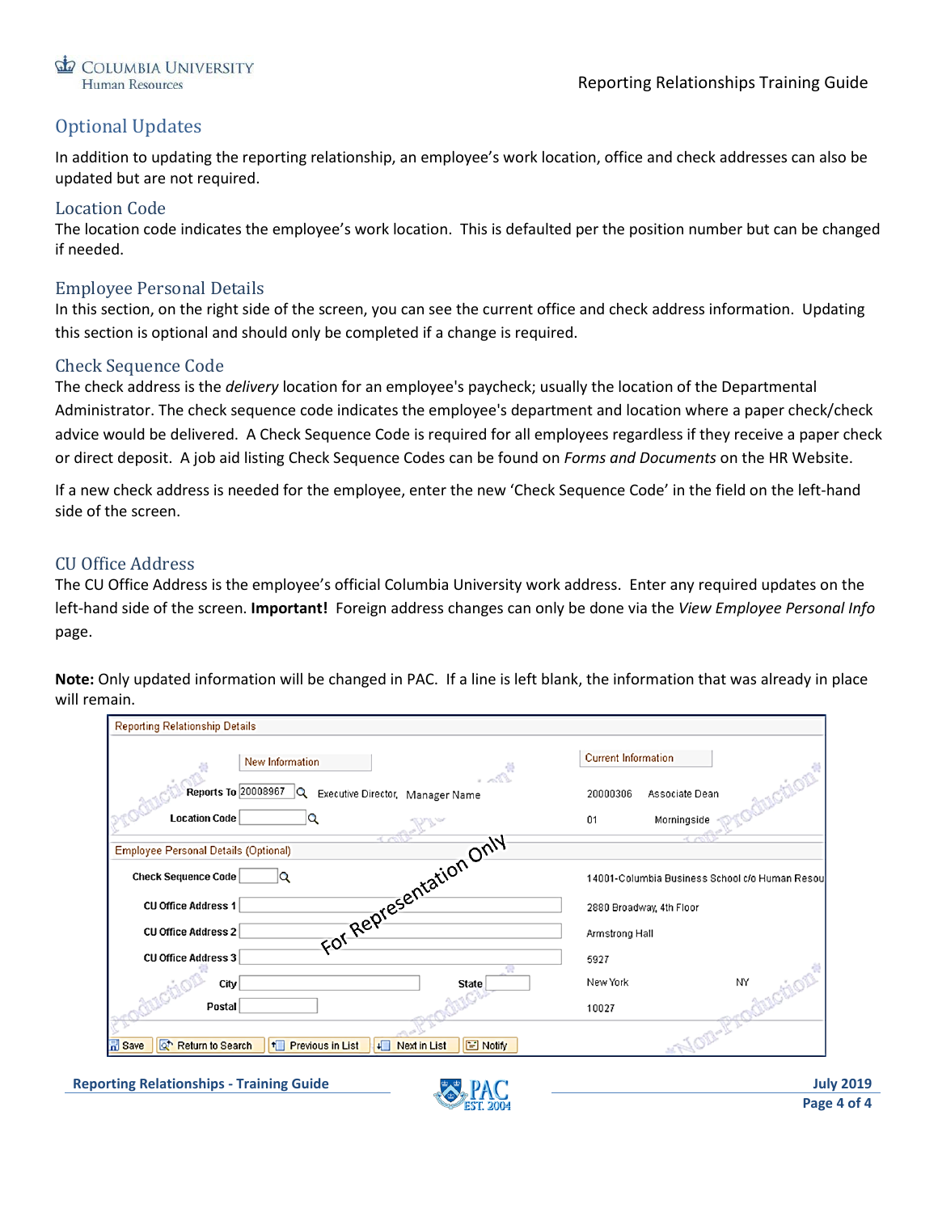## Optional Updates

In addition to updating the reporting relationship, an employee's work location, office and check addresses can also be updated but are not required.

### Location Code

The location code indicates the employee's work location. This is defaulted per the position number but can be changed if needed.

### Employee Personal Details

In this section, on the right side of the screen, you can see the current office and check address information. Updating this section is optional and should only be completed if a change is required.

### Check Sequence Code

The check address is the *delivery* location for an employee's paycheck; usually the location of the Departmental Administrator. The check sequence code indicates the employee's department and location where a paper check/check advice would be delivered. A Check Sequence Code is required for all employees regardless if they receive a paper check or direct deposit. A job aid listing Check Sequence Codes can be found on *Forms and Documents* on the HR Website.

If a new check address is needed for the employee, enter the new 'Check Sequence Code' in the field on the left-hand side of the screen.

### CU Office Address

The CU Office Address is the employee's official Columbia University work address. Enter any required updates on the left-hand side of the screen. **Important!** Foreign address changes can only be done via the *View Employee Personal Info* page.

**Note:** Only updated information will be changed in PAC. If a line is left blank, the information that was already in place will remain.

Reporting Relationship Details

| New Information | | Current Information | |
|---|---|---|---|
| Reports To | 20008967 Executive Director, Manager Name | 20000306 | Associate Dean |
| Location Code | | 01 | Morningside |

Employee Personal Details (Optional)

| | | Current Information | |
|---|---|---|---|
| Check Sequence Code | | 14001-Columbia Business School c/o Human Resou | |
| CU Office Address 1 | | 2880 Broadway, 4th Floor | |
| CU Office Address 2 | | Armstrong Hall | |
| CU Office Address 3 | | 5927 | |
| City | State | New York | NY |
| Postal | | 10027 | |

For Representation Only

Save | Return to Search | Previous in List | Next in List | Notify